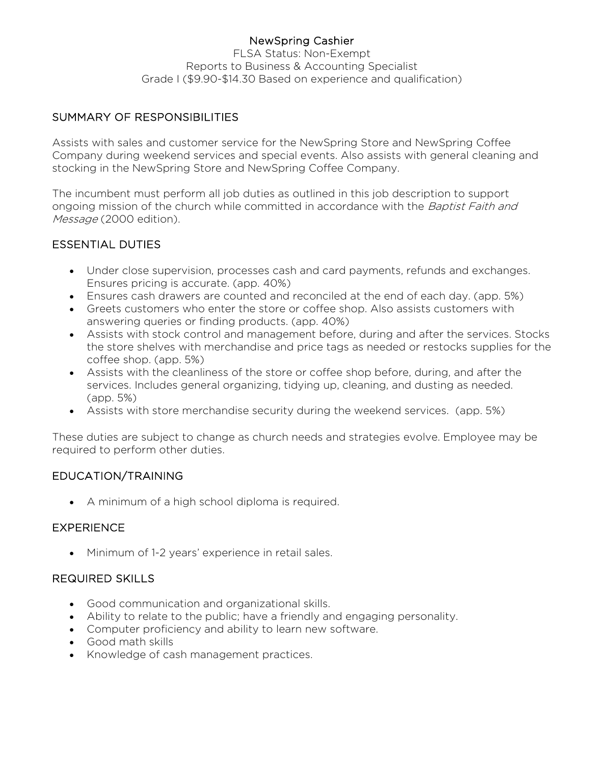# NewSpring Cashier

FLSA Status: Non-Exempt
Reports to Business & Accounting Specialist
Grade I ($9.90-$14.30 Based on experience and qualification)

## SUMMARY OF RESPONSIBILITIES

Assists with sales and customer service for the NewSpring Store and NewSpring Coffee Company during weekend services and special events. Also assists with general cleaning and stocking in the NewSpring Store and NewSpring Coffee Company.

The incumbent must perform all job duties as outlined in this job description to support ongoing mission of the church while committed in accordance with the *Baptist Faith and Message* (2000 edition).

## ESSENTIAL DUTIES

- Under close supervision, processes cash and card payments, refunds and exchanges. Ensures pricing is accurate. (app. 40%)
- Ensures cash drawers are counted and reconciled at the end of each day. (app. 5%)
- Greets customers who enter the store or coffee shop. Also assists customers with answering queries or finding products. (app. 40%)
- Assists with stock control and management before, during and after the services. Stocks the store shelves with merchandise and price tags as needed or restocks supplies for the coffee shop. (app. 5%)
- Assists with the cleanliness of the store or coffee shop before, during, and after the services. Includes general organizing, tidying up, cleaning, and dusting as needed. (app. 5%)
- Assists with store merchandise security during the weekend services. (app. 5%)

These duties are subject to change as church needs and strategies evolve. Employee may be required to perform other duties.

## EDUCATION/TRAINING

- A minimum of a high school diploma is required.

## EXPERIENCE

- Minimum of 1-2 years' experience in retail sales.

## REQUIRED SKILLS

- Good communication and organizational skills.
- Ability to relate to the public; have a friendly and engaging personality.
- Computer proficiency and ability to learn new software.
- Good math skills
- Knowledge of cash management practices.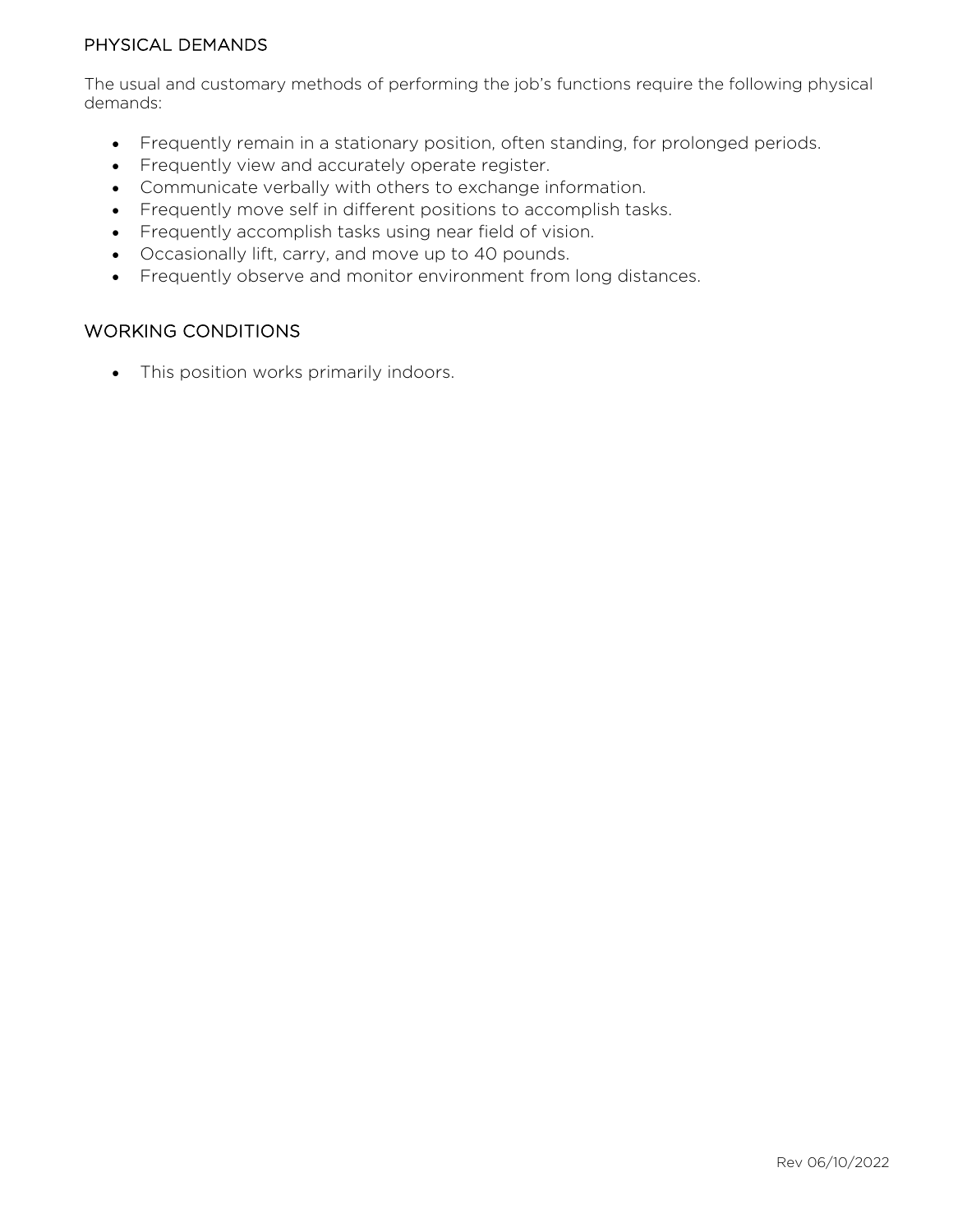## PHYSICAL DEMANDS

The usual and customary methods of performing the job's functions require the following physical demands:

- Frequently remain in a stationary position, often standing, for prolonged periods.
- Frequently view and accurately operate register.
- Communicate verbally with others to exchange information.
- Frequently move self in different positions to accomplish tasks.
- Frequently accomplish tasks using near field of vision.
- Occasionally lift, carry, and move up to 40 pounds.
- Frequently observe and monitor environment from long distances.

## WORKING CONDITIONS

- This position works primarily indoors.

Rev 06/10/2022